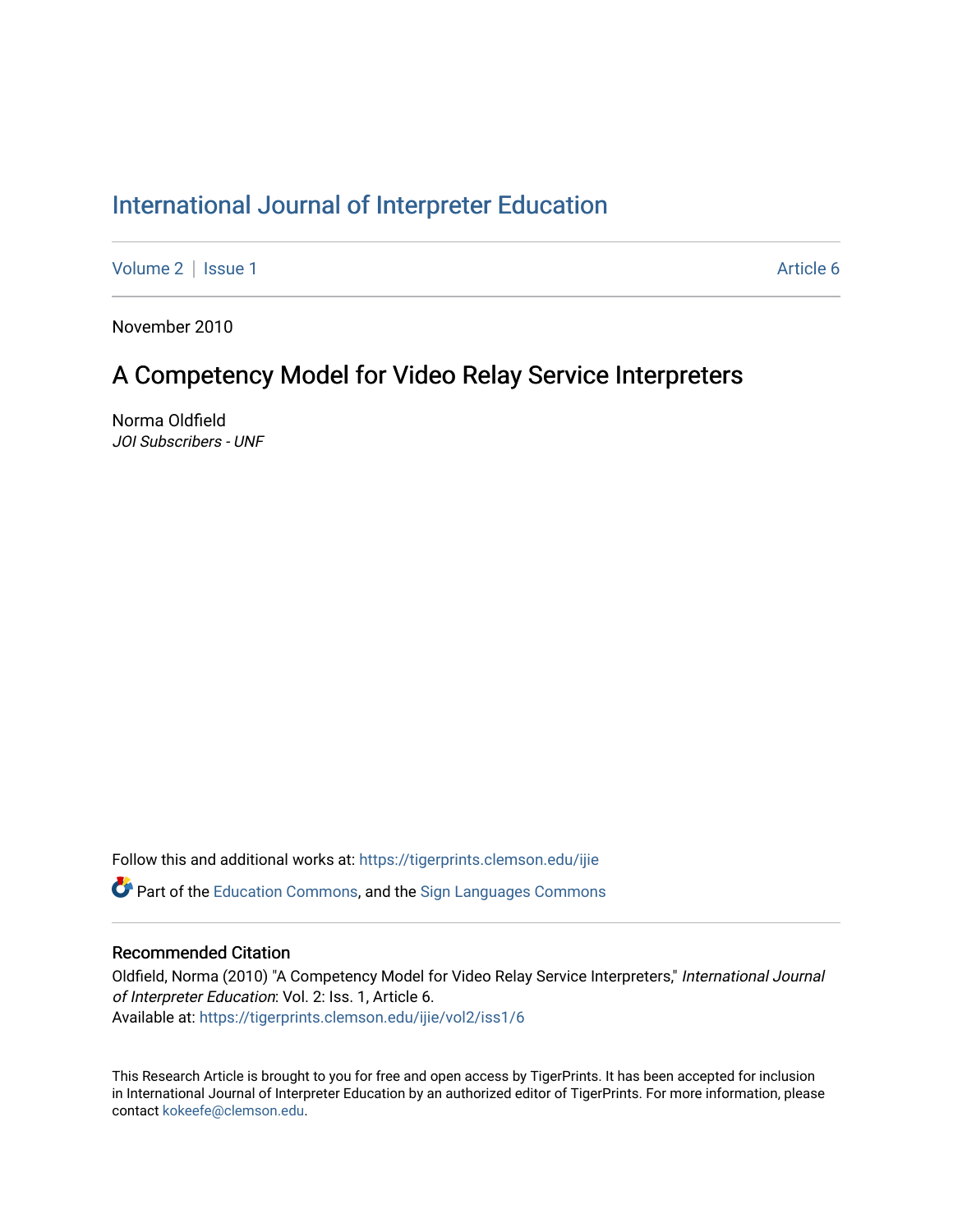# International Journal of Interpreter Education

Volume 2 | Issue 1 — Article 6

November 2010

## A Competency Model for Video Relay Service Interpreters

Norma Oldfield
*JOI Subscribers - UNF*

Follow this and additional works at: https://tigerprints.clemson.edu/ijie

Part of the Education Commons, and the Sign Languages Commons

### Recommended Citation

Oldfield, Norma (2010) "A Competency Model for Video Relay Service Interpreters," *International Journal of Interpreter Education*: Vol. 2: Iss. 1, Article 6.
Available at: https://tigerprints.clemson.edu/ijie/vol2/iss1/6

This Research Article is brought to you for free and open access by TigerPrints. It has been accepted for inclusion in International Journal of Interpreter Education by an authorized editor of TigerPrints. For more information, please contact kokeefe@clemson.edu.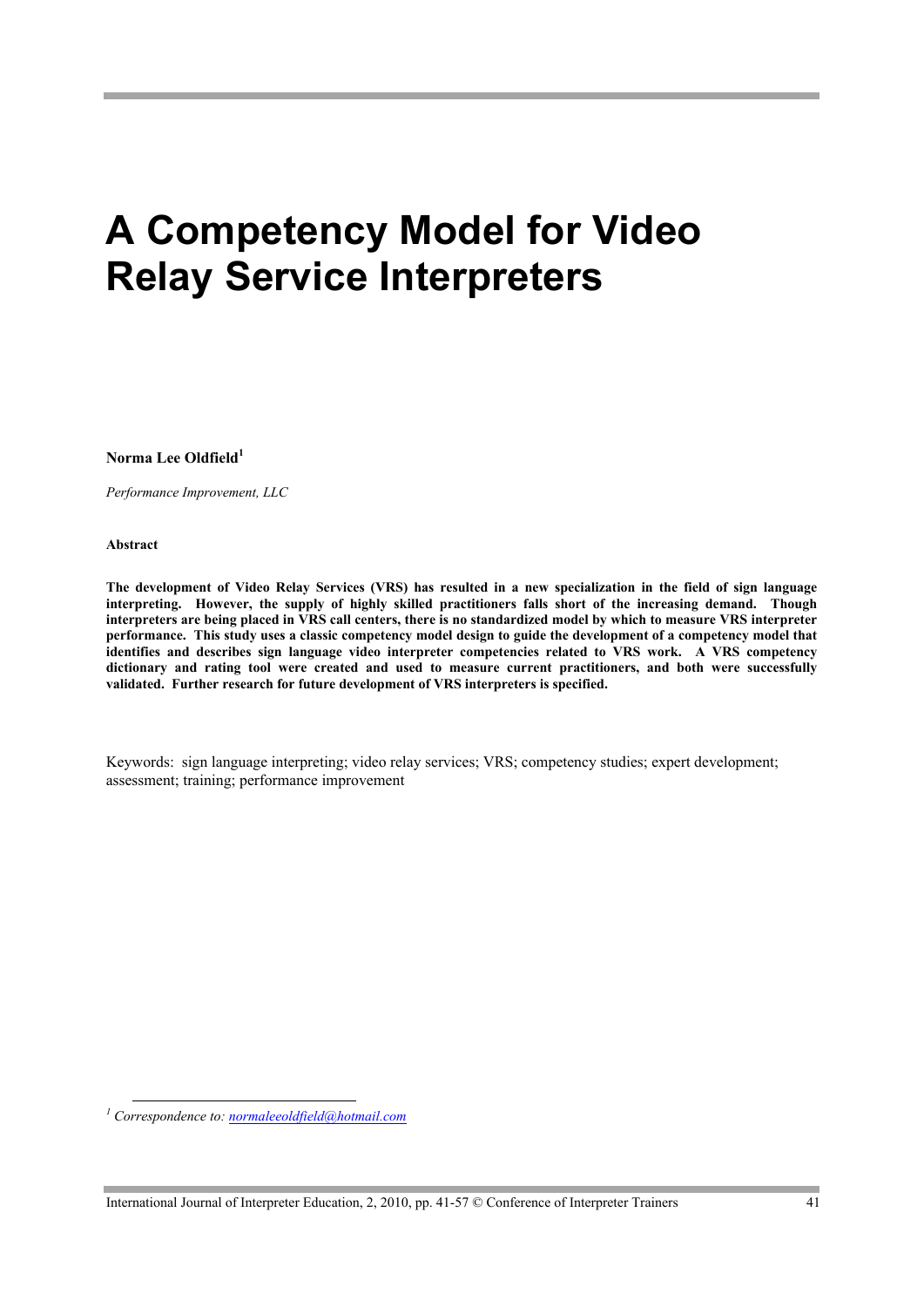# A Competency Model for Video Relay Service Interpreters

**Norma Lee Oldfield**[1]

*Performance Improvement, LLC*

**Abstract**

**The development of Video Relay Services (VRS) has resulted in a new specialization in the field of sign language interpreting. However, the supply of highly skilled practitioners falls short of the increasing demand. Though interpreters are being placed in VRS call centers, there is no standardized model by which to measure VRS interpreter performance. This study uses a classic competency model design to guide the development of a competency model that identifies and describes sign language video interpreter competencies related to VRS work. A VRS competency dictionary and rating tool were created and used to measure current practitioners, and both were successfully validated. Further research for future development of VRS interpreters is specified.**

Keywords: sign language interpreting; video relay services; VRS; competency studies; expert development; assessment; training; performance improvement

---

[1] *Correspondence to: normaleeoldfield@hotmail.com*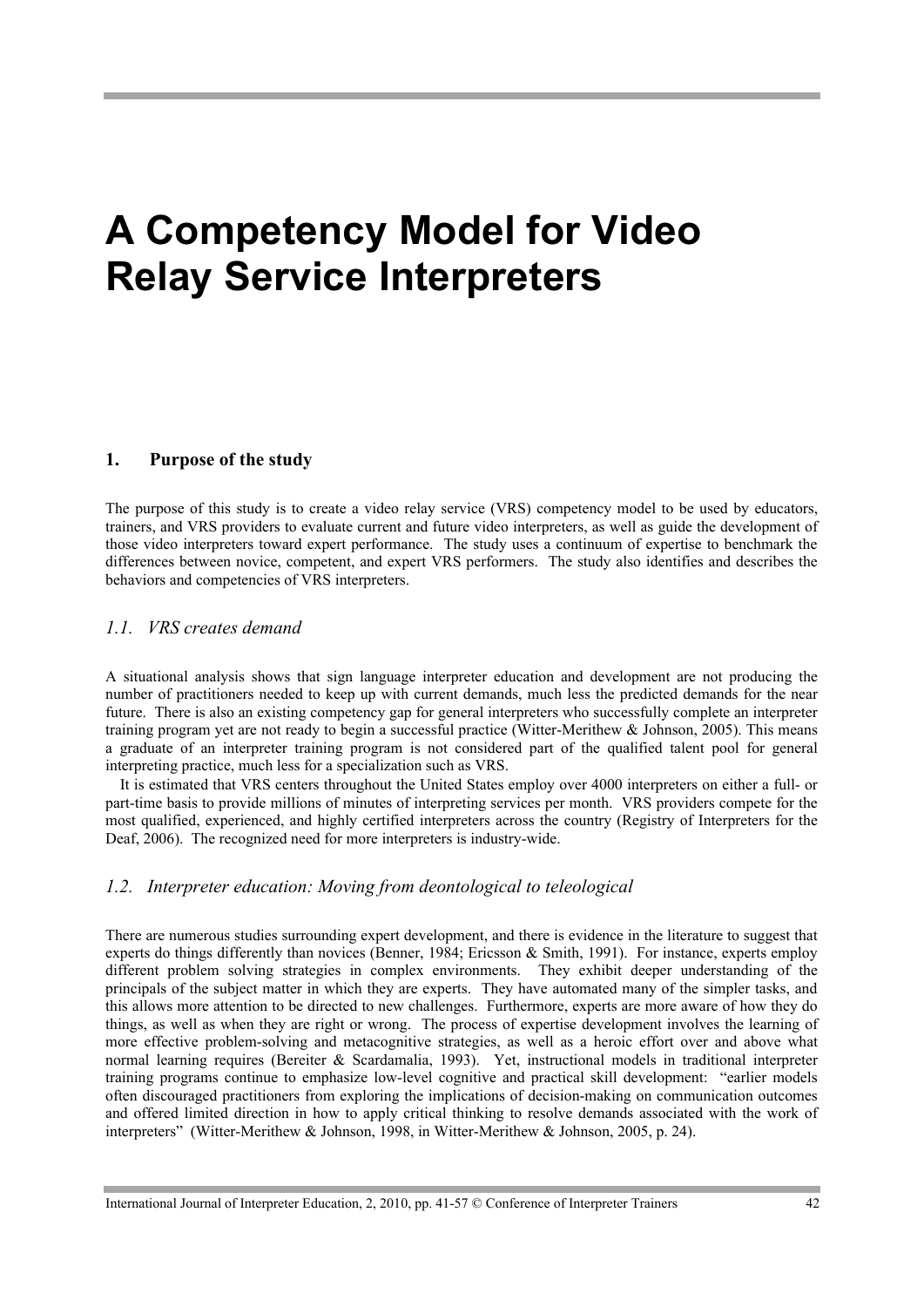# A Competency Model for Video Relay Service Interpreters

## 1. Purpose of the study

The purpose of this study is to create a video relay service (VRS) competency model to be used by educators, trainers, and VRS providers to evaluate current and future video interpreters, as well as guide the development of those video interpreters toward expert performance. The study uses a continuum of expertise to benchmark the differences between novice, competent, and expert VRS performers. The study also identifies and describes the behaviors and competencies of VRS interpreters.

### *1.1. VRS creates demand*

A situational analysis shows that sign language interpreter education and development are not producing the number of practitioners needed to keep up with current demands, much less the predicted demands for the near future. There is also an existing competency gap for general interpreters who successfully complete an interpreter training program yet are not ready to begin a successful practice (Witter-Merithew & Johnson, 2005). This means a graduate of an interpreter training program is not considered part of the qualified talent pool for general interpreting practice, much less for a specialization such as VRS.

It is estimated that VRS centers throughout the United States employ over 4000 interpreters on either a full- or part-time basis to provide millions of minutes of interpreting services per month. VRS providers compete for the most qualified, experienced, and highly certified interpreters across the country (Registry of Interpreters for the Deaf, 2006). The recognized need for more interpreters is industry-wide.

### *1.2. Interpreter education: Moving from deontological to teleological*

There are numerous studies surrounding expert development, and there is evidence in the literature to suggest that experts do things differently than novices (Benner, 1984; Ericsson & Smith, 1991). For instance, experts employ different problem solving strategies in complex environments. They exhibit deeper understanding of the principals of the subject matter in which they are experts. They have automated many of the simpler tasks, and this allows more attention to be directed to new challenges. Furthermore, experts are more aware of how they do things, as well as when they are right or wrong. The process of expertise development involves the learning of more effective problem-solving and metacognitive strategies, as well as a heroic effort over and above what normal learning requires (Bereiter & Scardamalia, 1993). Yet, instructional models in traditional interpreter training programs continue to emphasize low-level cognitive and practical skill development: "earlier models often discouraged practitioners from exploring the implications of decision-making on communication outcomes and offered limited direction in how to apply critical thinking to resolve demands associated with the work of interpreters" (Witter-Merithew & Johnson, 1998, in Witter-Merithew & Johnson, 2005, p. 24).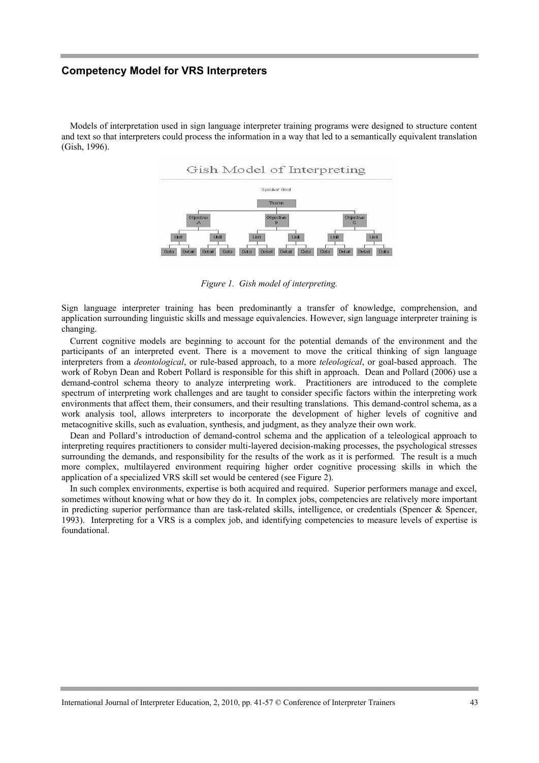Models of interpretation used in sign language interpreter training programs were designed to structure content and text so that interpreters could process the information in a way that led to a semantically equivalent translation (Gish, 1996).

Gish Model of Interpreting

Speaker Goal

Theme

Objective A    Objective B    Objective C

Unit    Unit    Unit    Unit    Unit    Unit

Data    Detail    Detail    Data    Data    Detail    Detail    Data    Data    Detail    Detail    Data

*Figure 1. Gish model of interpreting.*

Sign language interpreter training has been predominantly a transfer of knowledge, comprehension, and application surrounding linguistic skills and message equivalencies. However, sign language interpreter training is changing.

Current cognitive models are beginning to account for the potential demands of the environment and the participants of an interpreted event. There is a movement to move the critical thinking of sign language interpreters from a *deontological*, or rule-based approach, to a more *teleological*, or goal-based approach. The work of Robyn Dean and Robert Pollard is responsible for this shift in approach. Dean and Pollard (2006) use a demand-control schema theory to analyze interpreting work. Practitioners are introduced to the complete spectrum of interpreting work challenges and are taught to consider specific factors within the interpreting work environments that affect them, their consumers, and their resulting translations. This demand-control schema, as a work analysis tool, allows interpreters to incorporate the development of higher levels of cognitive and metacognitive skills, such as evaluation, synthesis, and judgment, as they analyze their own work.

Dean and Pollard's introduction of demand-control schema and the application of a teleological approach to interpreting requires practitioners to consider multi-layered decision-making processes, the psychological stresses surrounding the demands, and responsibility for the results of the work as it is performed. The result is a much more complex, multilayered environment requiring higher order cognitive processing skills in which the application of a specialized VRS skill set would be centered (see Figure 2).

In such complex environments, expertise is both acquired and required. Superior performers manage and excel, sometimes without knowing what or how they do it. In complex jobs, competencies are relatively more important in predicting superior performance than are task-related skills, intelligence, or credentials (Spencer & Spencer, 1993). Interpreting for a VRS is a complex job, and identifying competencies to measure levels of expertise is foundational.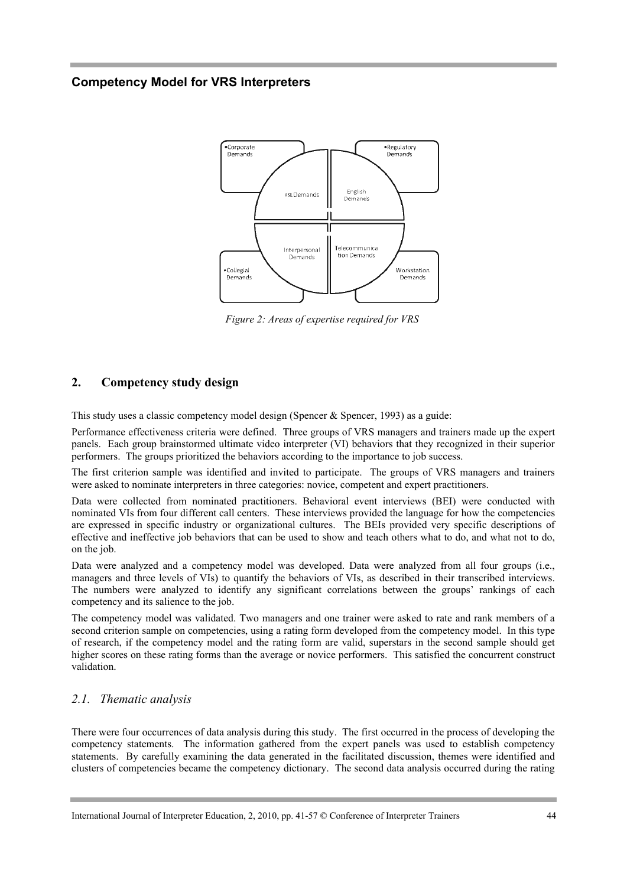## Competency Model for VRS Interpreters

•Corporate Demands

•Regulatory Demands

ASL Demands

English Demands

Interpersonal Demands

Telecommunication Demands

•Collegial Demands

Workstation Demands

*Figure 2: Areas of expertise required for VRS*

## 2. Competency study design

This study uses a classic competency model design (Spencer & Spencer, 1993) as a guide:

Performance effectiveness criteria were defined. Three groups of VRS managers and trainers made up the expert panels. Each group brainstormed ultimate video interpreter (VI) behaviors that they recognized in their superior performers. The groups prioritized the behaviors according to the importance to job success.

The first criterion sample was identified and invited to participate. The groups of VRS managers and trainers were asked to nominate interpreters in three categories: novice, competent and expert practitioners.

Data were collected from nominated practitioners. Behavioral event interviews (BEI) were conducted with nominated VIs from four different call centers. These interviews provided the language for how the competencies are expressed in specific industry or organizational cultures. The BEIs provided very specific descriptions of effective and ineffective job behaviors that can be used to show and teach others what to do, and what not to do, on the job.

Data were analyzed and a competency model was developed. Data were analyzed from all four groups (i.e., managers and three levels of VIs) to quantify the behaviors of VIs, as described in their transcribed interviews. The numbers were analyzed to identify any significant correlations between the groups' rankings of each competency and its salience to the job.

The competency model was validated. Two managers and one trainer were asked to rate and rank members of a second criterion sample on competencies, using a rating form developed from the competency model. In this type of research, if the competency model and the rating form are valid, superstars in the second sample should get higher scores on these rating forms than the average or novice performers. This satisfied the concurrent construct validation.

### *2.1. Thematic analysis*

There were four occurrences of data analysis during this study. The first occurred in the process of developing the competency statements. The information gathered from the expert panels was used to establish competency statements. By carefully examining the data generated in the facilitated discussion, themes were identified and clusters of competencies became the competency dictionary. The second data analysis occurred during the rating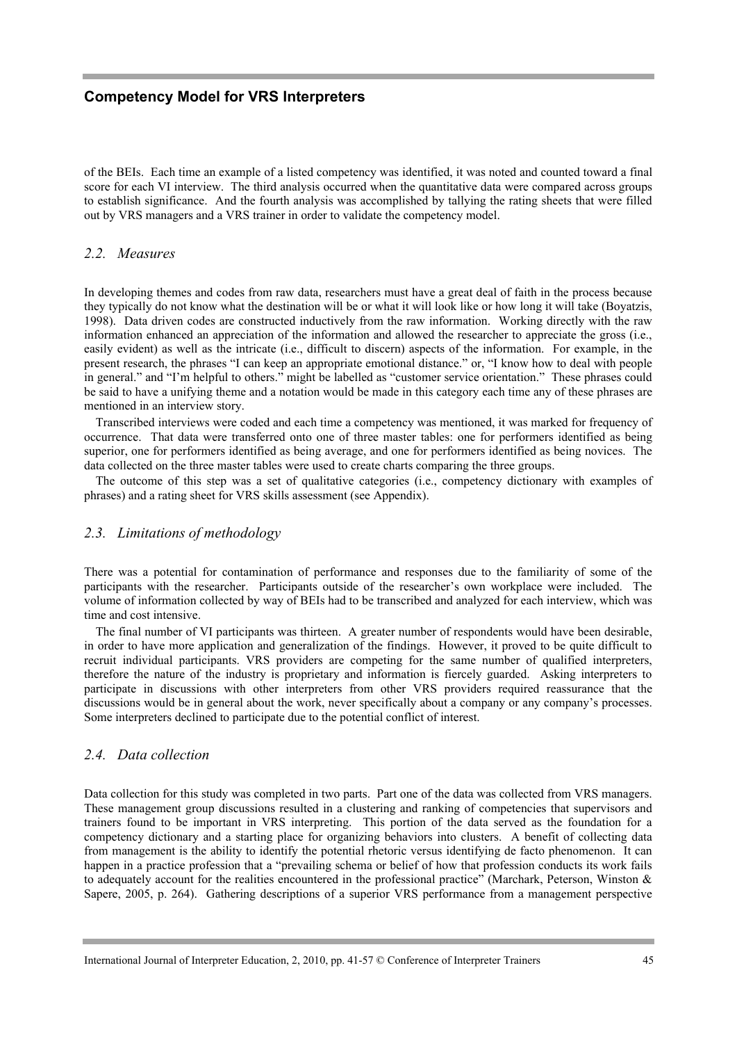of the BEIs. Each time an example of a listed competency was identified, it was noted and counted toward a final score for each VI interview. The third analysis occurred when the quantitative data were compared across groups to establish significance. And the fourth analysis was accomplished by tallying the rating sheets that were filled out by VRS managers and a VRS trainer in order to validate the competency model.

## *2.2. Measures*

In developing themes and codes from raw data, researchers must have a great deal of faith in the process because they typically do not know what the destination will be or what it will look like or how long it will take (Boyatzis, 1998). Data driven codes are constructed inductively from the raw information. Working directly with the raw information enhanced an appreciation of the information and allowed the researcher to appreciate the gross (i.e., easily evident) as well as the intricate (i.e., difficult to discern) aspects of the information. For example, in the present research, the phrases "I can keep an appropriate emotional distance." or, "I know how to deal with people in general." and "I'm helpful to others." might be labelled as "customer service orientation." These phrases could be said to have a unifying theme and a notation would be made in this category each time any of these phrases are mentioned in an interview story.

Transcribed interviews were coded and each time a competency was mentioned, it was marked for frequency of occurrence. That data were transferred onto one of three master tables: one for performers identified as being superior, one for performers identified as being average, and one for performers identified as being novices. The data collected on the three master tables were used to create charts comparing the three groups.

The outcome of this step was a set of qualitative categories (i.e., competency dictionary with examples of phrases) and a rating sheet for VRS skills assessment (see Appendix).

## *2.3. Limitations of methodology*

There was a potential for contamination of performance and responses due to the familiarity of some of the participants with the researcher. Participants outside of the researcher's own workplace were included. The volume of information collected by way of BEIs had to be transcribed and analyzed for each interview, which was time and cost intensive.

The final number of VI participants was thirteen. A greater number of respondents would have been desirable, in order to have more application and generalization of the findings. However, it proved to be quite difficult to recruit individual participants. VRS providers are competing for the same number of qualified interpreters, therefore the nature of the industry is proprietary and information is fiercely guarded. Asking interpreters to participate in discussions with other interpreters from other VRS providers required reassurance that the discussions would be in general about the work, never specifically about a company or any company's processes. Some interpreters declined to participate due to the potential conflict of interest.

## *2.4. Data collection*

Data collection for this study was completed in two parts. Part one of the data was collected from VRS managers. These management group discussions resulted in a clustering and ranking of competencies that supervisors and trainers found to be important in VRS interpreting. This portion of the data served as the foundation for a competency dictionary and a starting place for organizing behaviors into clusters. A benefit of collecting data from management is the ability to identify the potential rhetoric versus identifying de facto phenomenon. It can happen in a practice profession that a "prevailing schema or belief of how that profession conducts its work fails to adequately account for the realities encountered in the professional practice" (Marchark, Peterson, Winston & Sapere, 2005, p. 264). Gathering descriptions of a superior VRS performance from a management perspective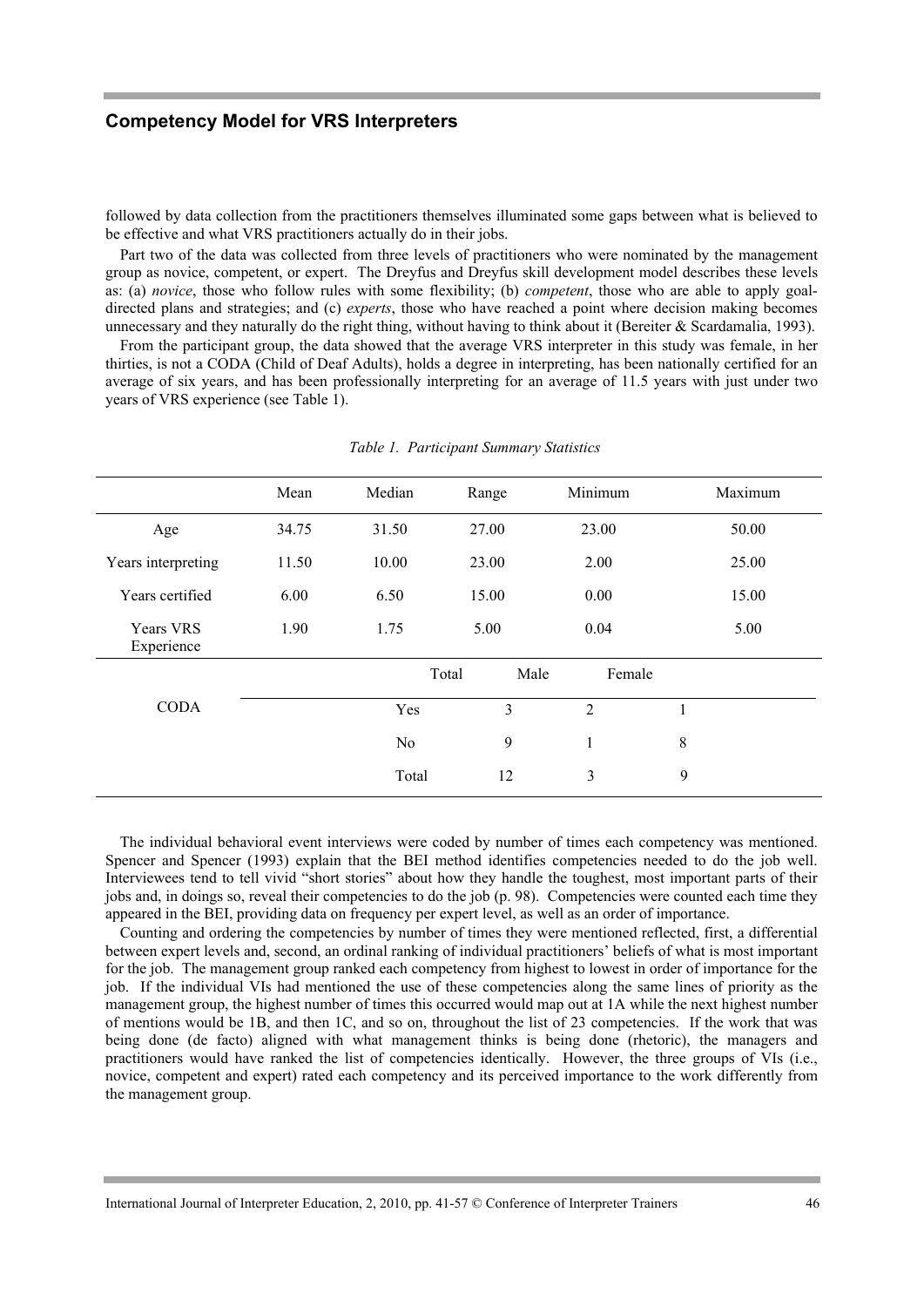followed by data collection from the practitioners themselves illuminated some gaps between what is believed to be effective and what VRS practitioners actually do in their jobs.

Part two of the data was collected from three levels of practitioners who were nominated by the management group as novice, competent, or expert. The Dreyfus and Dreyfus skill development model describes these levels as: (a) *novice*, those who follow rules with some flexibility; (b) *competent*, those who are able to apply goal-directed plans and strategies; and (c) *experts*, those who have reached a point where decision making becomes unnecessary and they naturally do the right thing, without having to think about it (Bereiter & Scardamalia, 1993).

From the participant group, the data showed that the average VRS interpreter in this study was female, in her thirties, is not a CODA (Child of Deaf Adults), holds a degree in interpreting, has been nationally certified for an average of six years, and has been professionally interpreting for an average of 11.5 years with just under two years of VRS experience (see Table 1).

*Table 1. Participant Summary Statistics*

| | Mean | Median | Range | Minimum | Maximum |
|---|---|---|---|---|---|
| Age | 34.75 | 31.50 | 27.00 | 23.00 | 50.00 |
| Years interpreting | 11.50 | 10.00 | 23.00 | 2.00 | 25.00 |
| Years certified | 6.00 | 6.50 | 15.00 | 0.00 | 15.00 |
| Years VRS Experience | 1.90 | 1.75 | 5.00 | 0.04 | 5.00 |
| | | | Total | Male | Female |
| CODA | | Yes | 3 | 2 | 1 |
| | | No | 9 | 1 | 8 |
| | | Total | 12 | 3 | 9 |

The individual behavioral event interviews were coded by number of times each competency was mentioned. Spencer and Spencer (1993) explain that the BEI method identifies competencies needed to do the job well. Interviewees tend to tell vivid "short stories" about how they handle the toughest, most important parts of their jobs and, in doings so, reveal their competencies to do the job (p. 98). Competencies were counted each time they appeared in the BEI, providing data on frequency per expert level, as well as an order of importance.

Counting and ordering the competencies by number of times they were mentioned reflected, first, a differential between expert levels and, second, an ordinal ranking of individual practitioners' beliefs of what is most important for the job. The management group ranked each competency from highest to lowest in order of importance for the job. If the individual VIs had mentioned the use of these competencies along the same lines of priority as the management group, the highest number of times this occurred would map out at 1A while the next highest number of mentions would be 1B, and then 1C, and so on, throughout the list of 23 competencies. If the work that was being done (de facto) aligned with what management thinks is being done (rhetoric), the managers and practitioners would have ranked the list of competencies identically. However, the three groups of VIs (i.e., novice, competent and expert) rated each competency and its perceived importance to the work differently from the management group.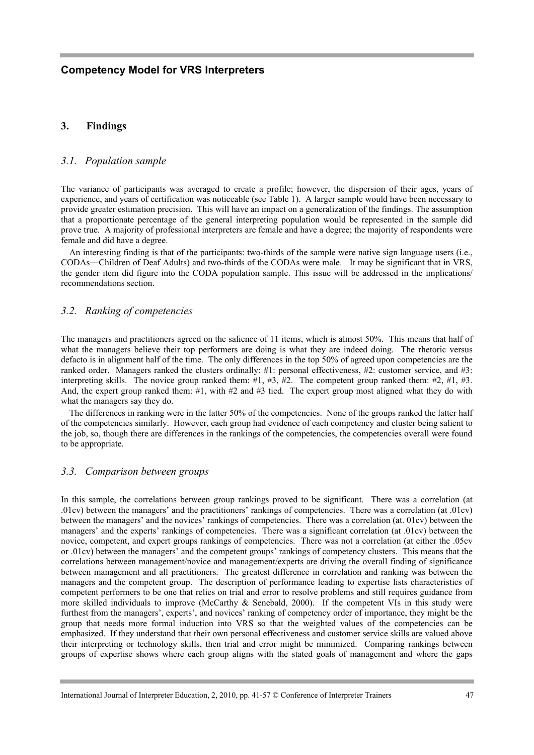## 3. Findings

### *3.1. Population sample*

The variance of participants was averaged to create a profile; however, the dispersion of their ages, years of experience, and years of certification was noticeable (see Table 1). A larger sample would have been necessary to provide greater estimation precision. This will have an impact on a generalization of the findings. The assumption that a proportionate percentage of the general interpreting population would be represented in the sample did prove true. A majority of professional interpreters are female and have a degree; the majority of respondents were female and did have a degree.

An interesting finding is that of the participants: two-thirds of the sample were native sign language users (i.e., CODAs―Children of Deaf Adults) and two-thirds of the CODAs were male. It may be significant that in VRS, the gender item did figure into the CODA population sample. This issue will be addressed in the implications/ recommendations section.

### *3.2. Ranking of competencies*

The managers and practitioners agreed on the salience of 11 items, which is almost 50%. This means that half of what the managers believe their top performers are doing is what they are indeed doing. The rhetoric versus defacto is in alignment half of the time. The only differences in the top 50% of agreed upon competencies are the ranked order. Managers ranked the clusters ordinally: #1: personal effectiveness, #2: customer service, and #3: interpreting skills. The novice group ranked them: #1, #3, #2. The competent group ranked them: #2, #1, #3. And, the expert group ranked them: #1, with #2 and #3 tied. The expert group most aligned what they do with what the managers say they do.

The differences in ranking were in the latter 50% of the competencies. None of the groups ranked the latter half of the competencies similarly. However, each group had evidence of each competency and cluster being salient to the job, so, though there are differences in the rankings of the competencies, the competencies overall were found to be appropriate.

### *3.3. Comparison between groups*

In this sample, the correlations between group rankings proved to be significant. There was a correlation (at .01cv) between the managers' and the practitioners' rankings of competencies. There was a correlation (at .01cv) between the managers' and the novices' rankings of competencies. There was a correlation (at. 01cv) between the managers' and the experts' rankings of competencies. There was a significant correlation (at .01cv) between the novice, competent, and expert groups rankings of competencies. There was not a correlation (at either the .05cv or .01cv) between the managers' and the competent groups' rankings of competency clusters. This means that the correlations between management/novice and management/experts are driving the overall finding of significance between management and all practitioners. The greatest difference in correlation and ranking was between the managers and the competent group. The description of performance leading to expertise lists characteristics of competent performers to be one that relies on trial and error to resolve problems and still requires guidance from more skilled individuals to improve (McCarthy & Senebald, 2000). If the competent VIs in this study were furthest from the managers', experts', and novices' ranking of competency order of importance, they might be the group that needs more formal induction into VRS so that the weighted values of the competencies can be emphasized. If they understand that their own personal effectiveness and customer service skills are valued above their interpreting or technology skills, then trial and error might be minimized. Comparing rankings between groups of expertise shows where each group aligns with the stated goals of management and where the gaps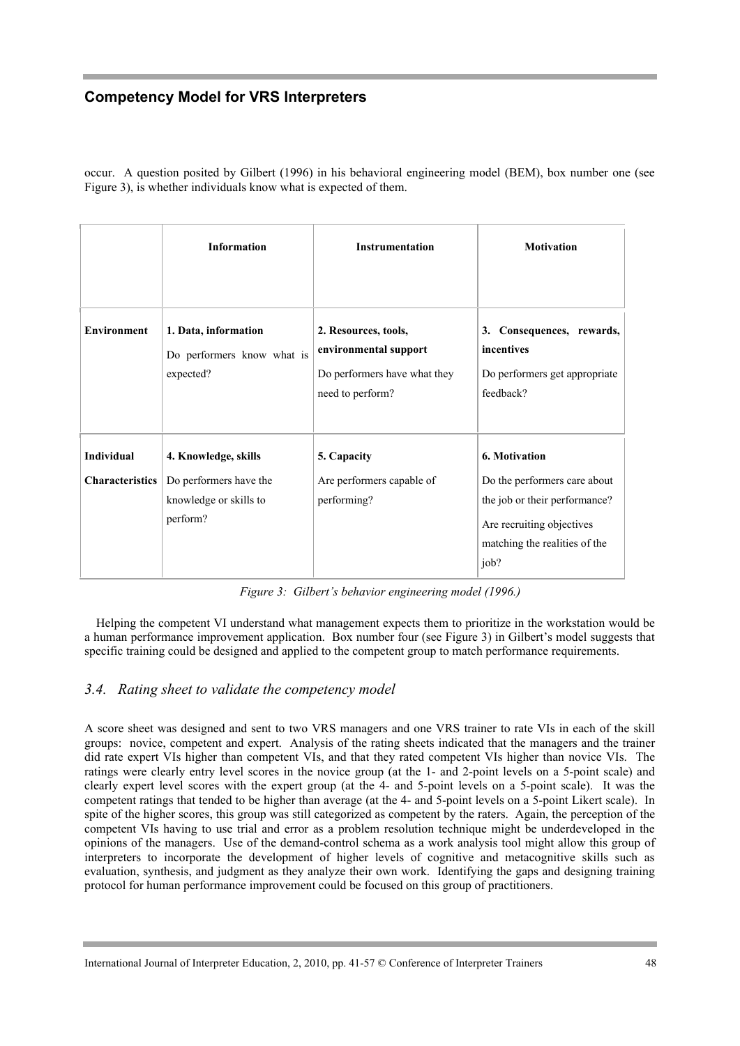occur. A question posited by Gilbert (1996) in his behavioral engineering model (BEM), box number one (see Figure 3), is whether individuals know what is expected of them.

| | Information | Instrumentation | Motivation |
|---|---|---|---|
| **Environment** | **1. Data, information**<br>Do performers know what is expected? | **2. Resources, tools, environmental support**<br>Do performers have what they need to perform? | **3. Consequences, rewards, incentives**<br>Do performers get appropriate feedback? |
| **Individual Characteristics** | **4. Knowledge, skills**<br>Do performers have the knowledge or skills to perform? | **5. Capacity**<br>Are performers capable of performing? | **6. Motivation**<br>Do the performers care about the job or their performance?<br>Are recruiting objectives matching the realities of the job? |

*Figure 3: Gilbert's behavior engineering model (1996.)*

Helping the competent VI understand what management expects them to prioritize in the workstation would be a human performance improvement application. Box number four (see Figure 3) in Gilbert's model suggests that specific training could be designed and applied to the competent group to match performance requirements.

### *3.4. Rating sheet to validate the competency model*

A score sheet was designed and sent to two VRS managers and one VRS trainer to rate VIs in each of the skill groups: novice, competent and expert. Analysis of the rating sheets indicated that the managers and the trainer did rate expert VIs higher than competent VIs, and that they rated competent VIs higher than novice VIs. The ratings were clearly entry level scores in the novice group (at the 1- and 2-point levels on a 5-point scale) and clearly expert level scores with the expert group (at the 4- and 5-point levels on a 5-point scale). It was the competent ratings that tended to be higher than average (at the 4- and 5-point levels on a 5-point Likert scale). In spite of the higher scores, this group was still categorized as competent by the raters. Again, the perception of the competent VIs having to use trial and error as a problem resolution technique might be underdeveloped in the opinions of the managers. Use of the demand-control schema as a work analysis tool might allow this group of interpreters to incorporate the development of higher levels of cognitive and metacognitive skills such as evaluation, synthesis, and judgment as they analyze their own work. Identifying the gaps and designing training protocol for human performance improvement could be focused on this group of practitioners.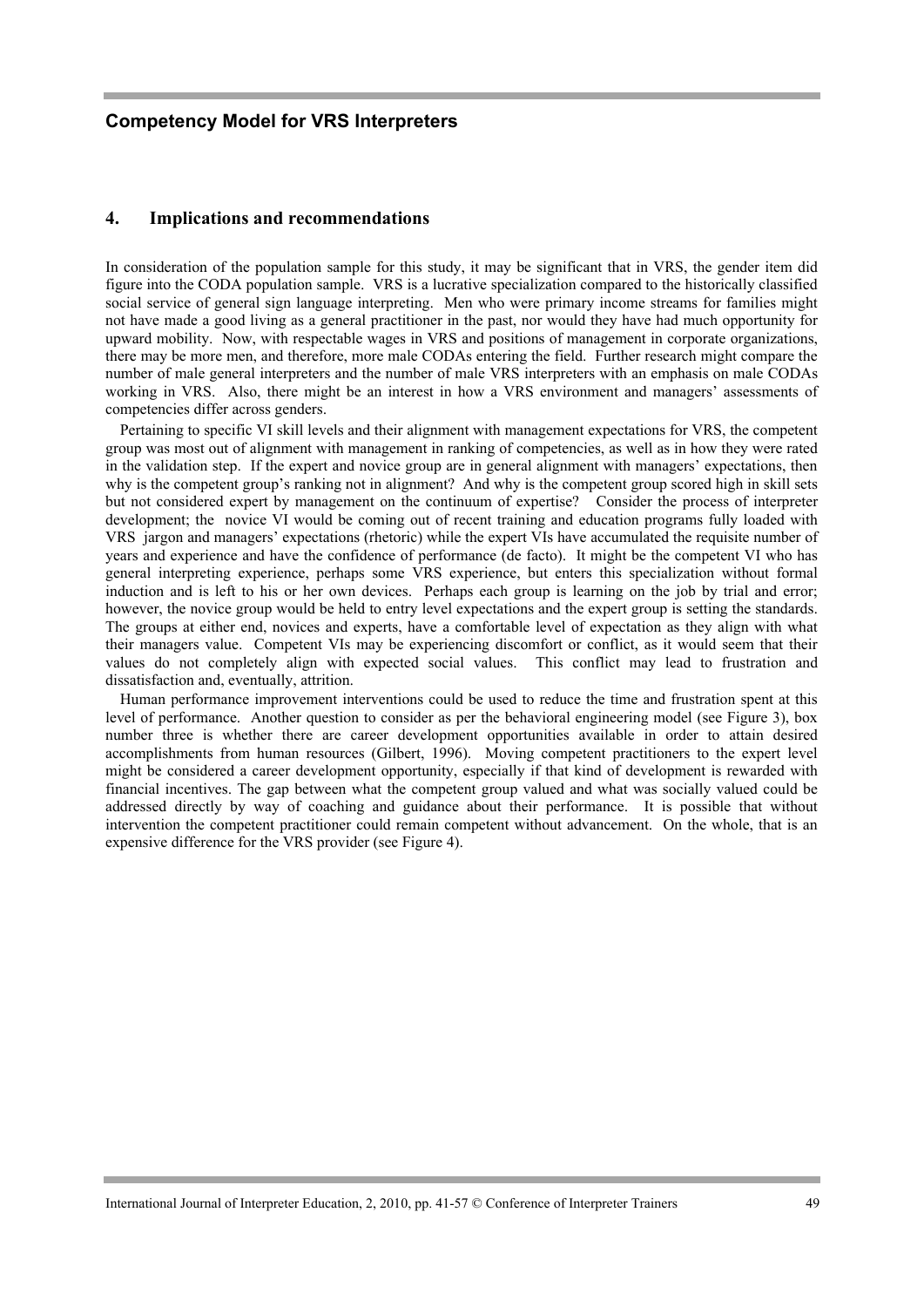## 4. Implications and recommendations

In consideration of the population sample for this study, it may be significant that in VRS, the gender item did figure into the CODA population sample. VRS is a lucrative specialization compared to the historically classified social service of general sign language interpreting. Men who were primary income streams for families might not have made a good living as a general practitioner in the past, nor would they have had much opportunity for upward mobility. Now, with respectable wages in VRS and positions of management in corporate organizations, there may be more men, and therefore, more male CODAs entering the field. Further research might compare the number of male general interpreters and the number of male VRS interpreters with an emphasis on male CODAs working in VRS. Also, there might be an interest in how a VRS environment and managers' assessments of competencies differ across genders.

Pertaining to specific VI skill levels and their alignment with management expectations for VRS, the competent group was most out of alignment with management in ranking of competencies, as well as in how they were rated in the validation step. If the expert and novice group are in general alignment with managers' expectations, then why is the competent group's ranking not in alignment? And why is the competent group scored high in skill sets but not considered expert by management on the continuum of expertise? Consider the process of interpreter development; the novice VI would be coming out of recent training and education programs fully loaded with VRS jargon and managers' expectations (rhetoric) while the expert VIs have accumulated the requisite number of years and experience and have the confidence of performance (de facto). It might be the competent VI who has general interpreting experience, perhaps some VRS experience, but enters this specialization without formal induction and is left to his or her own devices. Perhaps each group is learning on the job by trial and error; however, the novice group would be held to entry level expectations and the expert group is setting the standards. The groups at either end, novices and experts, have a comfortable level of expectation as they align with what their managers value. Competent VIs may be experiencing discomfort or conflict, as it would seem that their values do not completely align with expected social values. This conflict may lead to frustration and dissatisfaction and, eventually, attrition.

Human performance improvement interventions could be used to reduce the time and frustration spent at this level of performance. Another question to consider as per the behavioral engineering model (see Figure 3), box number three is whether there are career development opportunities available in order to attain desired accomplishments from human resources (Gilbert, 1996). Moving competent practitioners to the expert level might be considered a career development opportunity, especially if that kind of development is rewarded with financial incentives. The gap between what the competent group valued and what was socially valued could be addressed directly by way of coaching and guidance about their performance. It is possible that without intervention the competent practitioner could remain competent without advancement. On the whole, that is an expensive difference for the VRS provider (see Figure 4).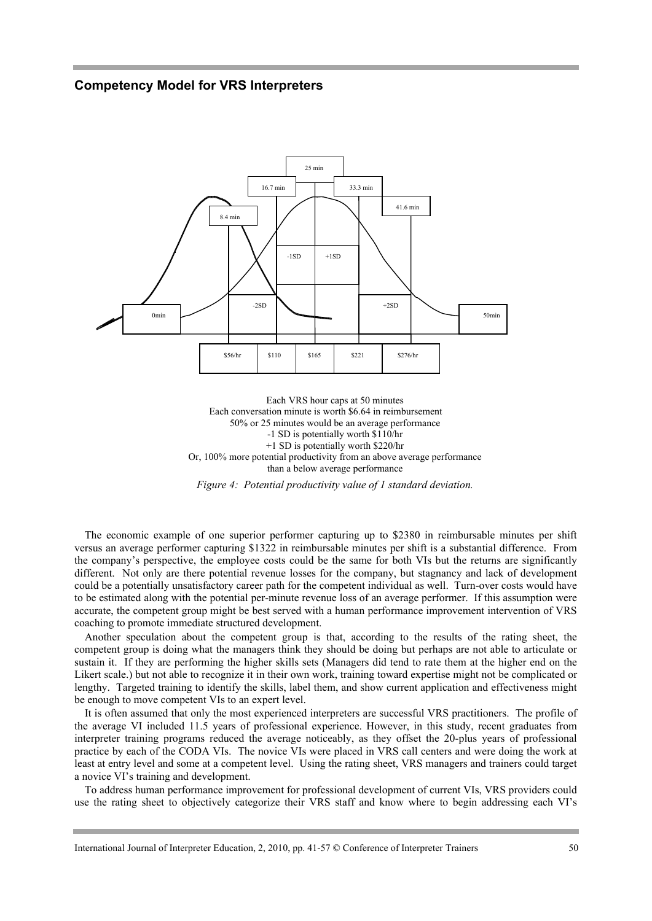## Competency Model for VRS Interpreters

25 min
16.7 min
33.3 min
41.6 min
8.4 min
-1SD
+1SD
-2SD
+2SD
0min
50min
$56/hr
$110
$165
$221
$276/hr

Each VRS hour caps at 50 minutes
Each conversation minute is worth $6.64 in reimbursement
50% or 25 minutes would be an average performance
-1 SD is potentially worth $110/hr
+1 SD is potentially worth $220/hr
Or, 100% more potential productivity from an above average performance than a below average performance

*Figure 4: Potential productivity value of 1 standard deviation.*

The economic example of one superior performer capturing up to $2380 in reimbursable minutes per shift versus an average performer capturing $1322 in reimbursable minutes per shift is a substantial difference. From the company's perspective, the employee costs could be the same for both VIs but the returns are significantly different. Not only are there potential revenue losses for the company, but stagnancy and lack of development could be a potentially unsatisfactory career path for the competent individual as well. Turn-over costs would have to be estimated along with the potential per-minute revenue loss of an average performer. If this assumption were accurate, the competent group might be best served with a human performance improvement intervention of VRS coaching to promote immediate structured development.

Another speculation about the competent group is that, according to the results of the rating sheet, the competent group is doing what the managers think they should be doing but perhaps are not able to articulate or sustain it. If they are performing the higher skills sets (Managers did tend to rate them at the higher end on the Likert scale.) but not able to recognize it in their own work, training toward expertise might not be complicated or lengthy. Targeted training to identify the skills, label them, and show current application and effectiveness might be enough to move competent VIs to an expert level.

It is often assumed that only the most experienced interpreters are successful VRS practitioners. The profile of the average VI included 11.5 years of professional experience. However, in this study, recent graduates from interpreter training programs reduced the average noticeably, as they offset the 20-plus years of professional practice by each of the CODA VIs. The novice VIs were placed in VRS call centers and were doing the work at least at entry level and some at a competent level. Using the rating sheet, VRS managers and trainers could target a novice VI's training and development.

To address human performance improvement for professional development of current VIs, VRS providers could use the rating sheet to objectively categorize their VRS staff and know where to begin addressing each VI's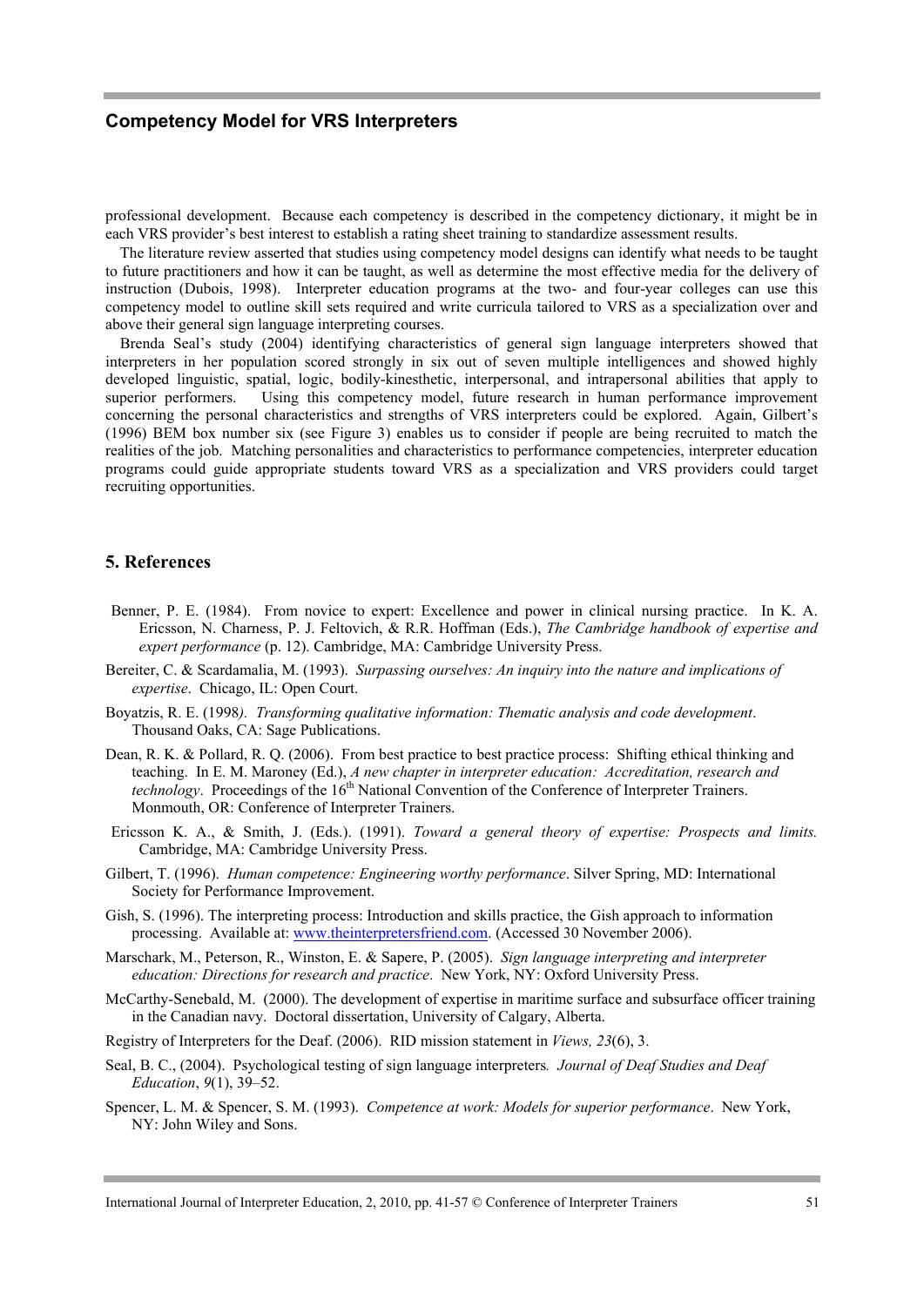professional development. Because each competency is described in the competency dictionary, it might be in each VRS provider's best interest to establish a rating sheet training to standardize assessment results.

The literature review asserted that studies using competency model designs can identify what needs to be taught to future practitioners and how it can be taught, as well as determine the most effective media for the delivery of instruction (Dubois, 1998). Interpreter education programs at the two- and four-year colleges can use this competency model to outline skill sets required and write curricula tailored to VRS as a specialization over and above their general sign language interpreting courses.

Brenda Seal's study (2004) identifying characteristics of general sign language interpreters showed that interpreters in her population scored strongly in six out of seven multiple intelligences and showed highly developed linguistic, spatial, logic, bodily-kinesthetic, interpersonal, and intrapersonal abilities that apply to superior performers. Using this competency model, future research in human performance improvement concerning the personal characteristics and strengths of VRS interpreters could be explored. Again, Gilbert's (1996) BEM box number six (see Figure 3) enables us to consider if people are being recruited to match the realities of the job. Matching personalities and characteristics to performance competencies, interpreter education programs could guide appropriate students toward VRS as a specialization and VRS providers could target recruiting opportunities.

## 5. References

Benner, P. E. (1984). From novice to expert: Excellence and power in clinical nursing practice. In K. A. Ericsson, N. Charness, P. J. Feltovich, & R.R. Hoffman (Eds.), *The Cambridge handbook of expertise and expert performance* (p. 12). Cambridge, MA: Cambridge University Press.

Bereiter, C. & Scardamalia, M. (1993). *Surpassing ourselves: An inquiry into the nature and implications of expertise*. Chicago, IL: Open Court.

Boyatzis, R. E. (1998). *Transforming qualitative information: Thematic analysis and code development*. Thousand Oaks, CA: Sage Publications.

Dean, R. K. & Pollard, R. Q. (2006). From best practice to best practice process: Shifting ethical thinking and teaching. In E. M. Maroney (Ed.), *A new chapter in interpreter education: Accreditation, research and technology*. Proceedings of the 16th National Convention of the Conference of Interpreter Trainers. Monmouth, OR: Conference of Interpreter Trainers.

Ericsson K. A., & Smith, J. (Eds.). (1991). *Toward a general theory of expertise: Prospects and limits.* Cambridge, MA: Cambridge University Press.

Gilbert, T. (1996). *Human competence: Engineering worthy performance*. Silver Spring, MD: International Society for Performance Improvement.

Gish, S. (1996). The interpreting process: Introduction and skills practice, the Gish approach to information processing. Available at: www.theinterpretersfriend.com. (Accessed 30 November 2006).

Marschark, M., Peterson, R., Winston, E. & Sapere, P. (2005). *Sign language interpreting and interpreter education: Directions for research and practice*. New York, NY: Oxford University Press.

McCarthy-Senebald, M. (2000). The development of expertise in maritime surface and subsurface officer training in the Canadian navy. Doctoral dissertation, University of Calgary, Alberta.

Registry of Interpreters for the Deaf. (2006). RID mission statement in *Views, 23*(6), 3.

Seal, B. C., (2004). Psychological testing of sign language interpreters*. Journal of Deaf Studies and Deaf Education*, *9*(1), 39–52.

Spencer, L. M. & Spencer, S. M. (1993). *Competence at work: Models for superior performance*. New York, NY: John Wiley and Sons.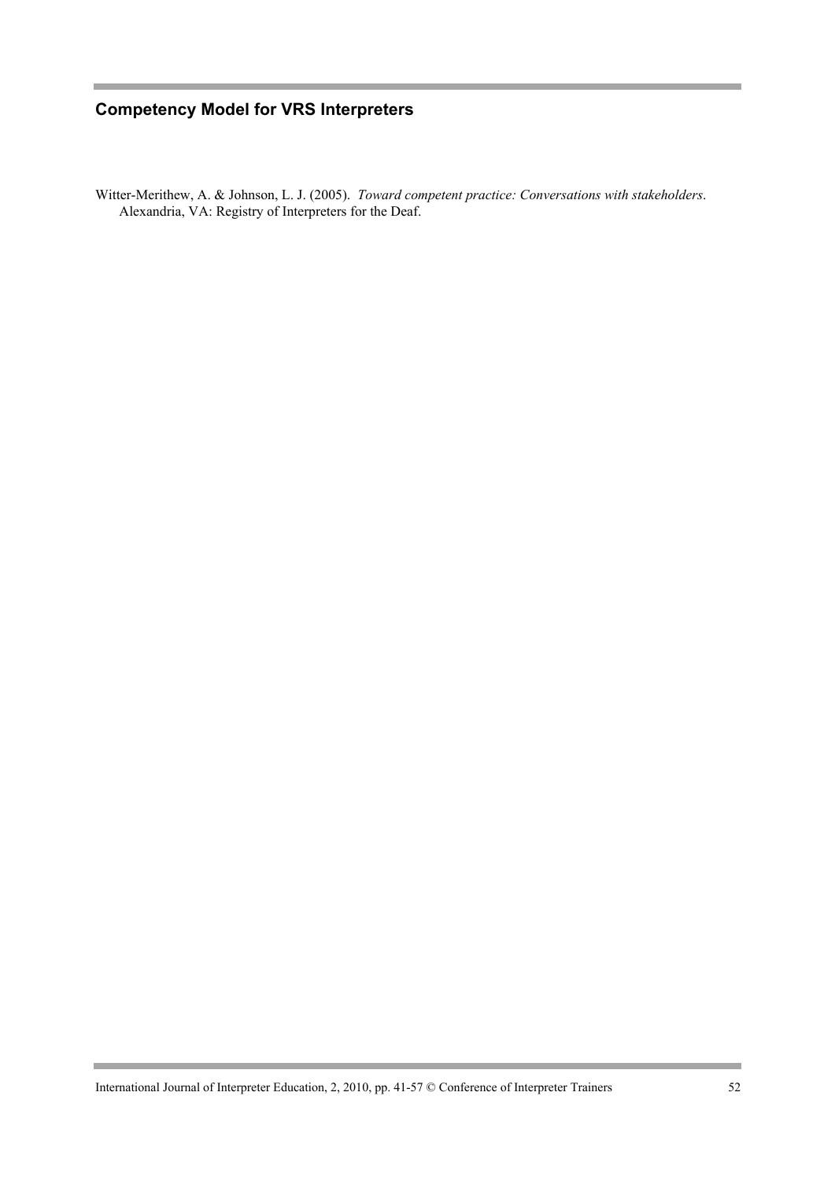Witter-Merithew, A. & Johnson, L. J. (2005). *Toward competent practice: Conversations with stakeholders*. Alexandria, VA: Registry of Interpreters for the Deaf.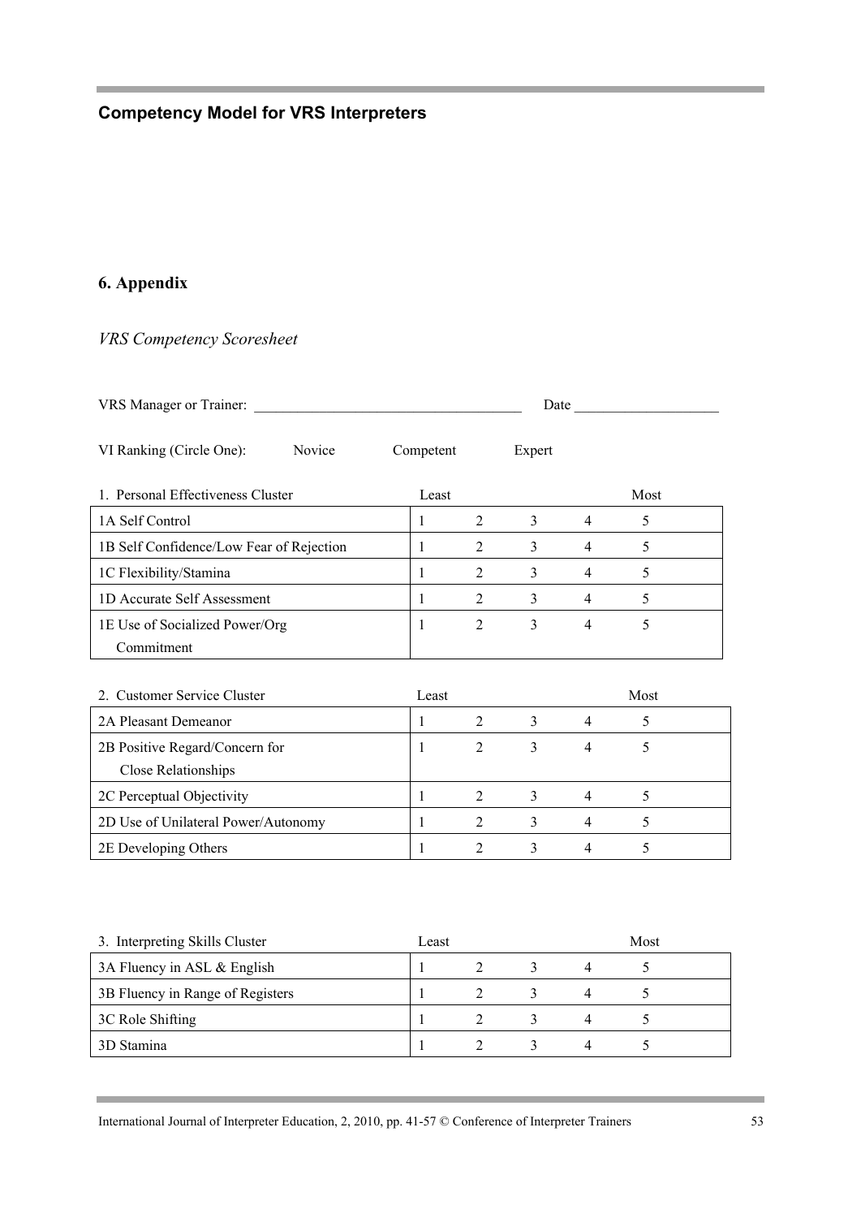## 6. Appendix

*VRS Competency Scoresheet*

VRS Manager or Trainer: ____________________________________ Date ___________________

VI Ranking (Circle One): Novice Competent Expert

| 1. Personal Effectiveness Cluster | Least | | | | Most |
|---|---|---|---|---|---|
| 1A Self Control | 1 | 2 | 3 | 4 | 5 |
| 1B Self Confidence/Low Fear of Rejection | 1 | 2 | 3 | 4 | 5 |
| 1C Flexibility/Stamina | 1 | 2 | 3 | 4 | 5 |
| 1D Accurate Self Assessment | 1 | 2 | 3 | 4 | 5 |
| 1E Use of Socialized Power/Org Commitment | 1 | 2 | 3 | 4 | 5 |

| 2. Customer Service Cluster | Least | | | | Most |
|---|---|---|---|---|---|
| 2A Pleasant Demeanor | 1 | 2 | 3 | 4 | 5 |
| 2B Positive Regard/Concern for Close Relationships | 1 | 2 | 3 | 4 | 5 |
| 2C Perceptual Objectivity | 1 | 2 | 3 | 4 | 5 |
| 2D Use of Unilateral Power/Autonomy | 1 | 2 | 3 | 4 | 5 |
| 2E Developing Others | 1 | 2 | 3 | 4 | 5 |

| 3. Interpreting Skills Cluster | Least | | | | Most |
|---|---|---|---|---|---|
| 3A Fluency in ASL & English | 1 | 2 | 3 | 4 | 5 |
| 3B Fluency in Range of Registers | 1 | 2 | 3 | 4 | 5 |
| 3C Role Shifting | 1 | 2 | 3 | 4 | 5 |
| 3D Stamina | 1 | 2 | 3 | 4 | 5 |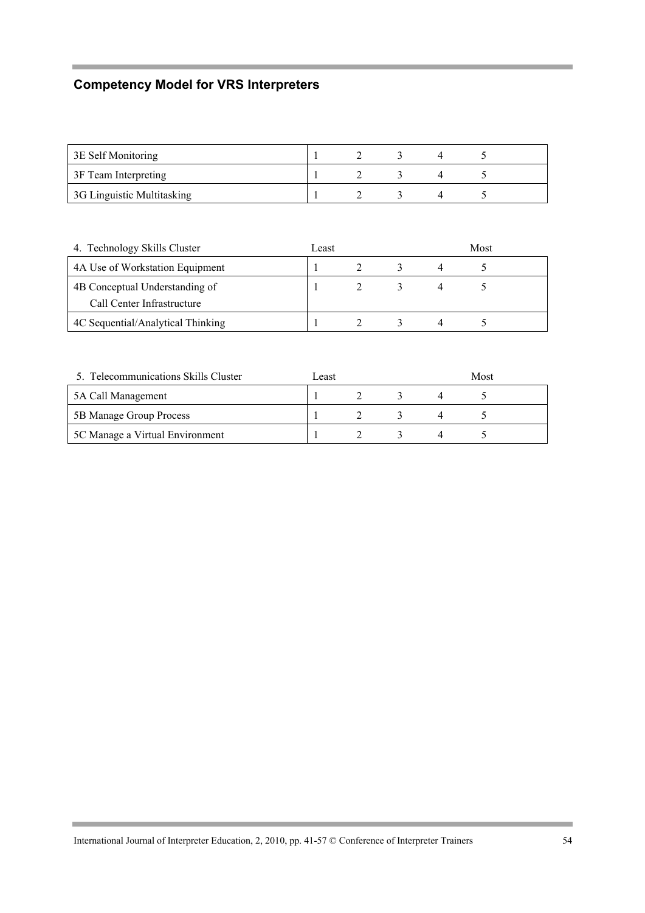## Competency Model for VRS Interpreters

| | | | | | |
|---|---|---|---|---|---|
| 3E Self Monitoring | 1 | 2 | 3 | 4 | 5 |
| 3F Team Interpreting | 1 | 2 | 3 | 4 | 5 |
| 3G Linguistic Multitasking | 1 | 2 | 3 | 4 | 5 |

| 4. Technology Skills Cluster | Least | | | | Most |
|---|---|---|---|---|---|
| 4A Use of Workstation Equipment | 1 | 2 | 3 | 4 | 5 |
| 4B Conceptual Understanding of Call Center Infrastructure | 1 | 2 | 3 | 4 | 5 |
| 4C Sequential/Analytical Thinking | 1 | 2 | 3 | 4 | 5 |

| 5. Telecommunications Skills Cluster | Least | | | | Most |
|---|---|---|---|---|---|
| 5A Call Management | 1 | 2 | 3 | 4 | 5 |
| 5B Manage Group Process | 1 | 2 | 3 | 4 | 5 |
| 5C Manage a Virtual Environment | 1 | 2 | 3 | 4 | 5 |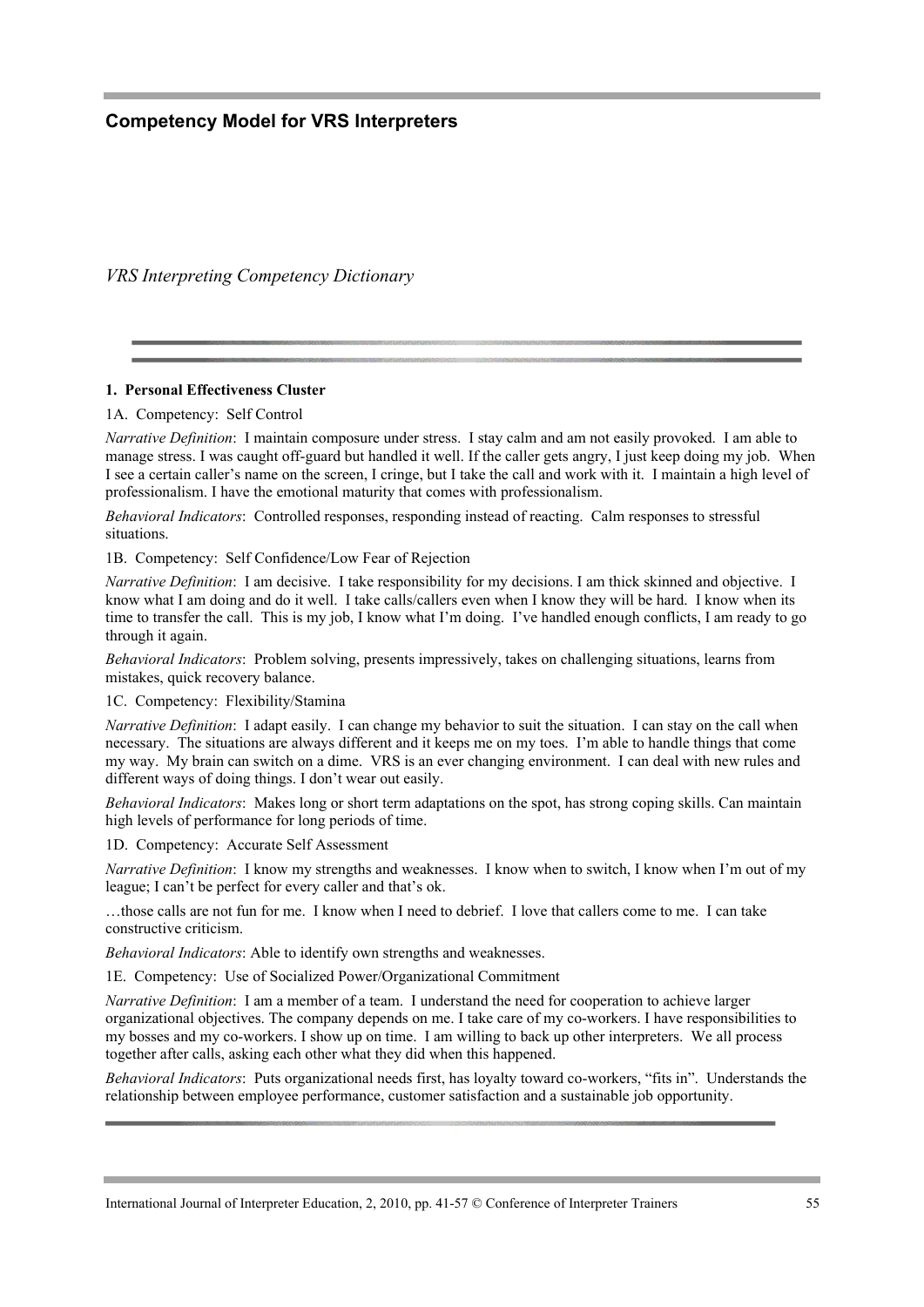## Competency Model for VRS Interpreters

*VRS Interpreting Competency Dictionary*

**1. Personal Effectiveness Cluster**

1A. Competency: Self Control

*Narrative Definition*: I maintain composure under stress. I stay calm and am not easily provoked. I am able to manage stress. I was caught off-guard but handled it well. If the caller gets angry, I just keep doing my job. When I see a certain caller's name on the screen, I cringe, but I take the call and work with it. I maintain a high level of professionalism. I have the emotional maturity that comes with professionalism.

*Behavioral Indicators*: Controlled responses, responding instead of reacting. Calm responses to stressful situations.

1B. Competency: Self Confidence/Low Fear of Rejection

*Narrative Definition*: I am decisive. I take responsibility for my decisions. I am thick skinned and objective. I know what I am doing and do it well. I take calls/callers even when I know they will be hard. I know when its time to transfer the call. This is my job, I know what I'm doing. I've handled enough conflicts, I am ready to go through it again.

*Behavioral Indicators*: Problem solving, presents impressively, takes on challenging situations, learns from mistakes, quick recovery balance.

1C. Competency: Flexibility/Stamina

*Narrative Definition*: I adapt easily. I can change my behavior to suit the situation. I can stay on the call when necessary. The situations are always different and it keeps me on my toes. I'm able to handle things that come my way. My brain can switch on a dime. VRS is an ever changing environment. I can deal with new rules and different ways of doing things. I don't wear out easily.

*Behavioral Indicators*: Makes long or short term adaptations on the spot, has strong coping skills. Can maintain high levels of performance for long periods of time.

1D. Competency: Accurate Self Assessment

*Narrative Definition*: I know my strengths and weaknesses. I know when to switch, I know when I'm out of my league; I can't be perfect for every caller and that's ok.

…those calls are not fun for me. I know when I need to debrief. I love that callers come to me. I can take constructive criticism.

*Behavioral Indicators*: Able to identify own strengths and weaknesses.

1E. Competency: Use of Socialized Power/Organizational Commitment

*Narrative Definition*: I am a member of a team. I understand the need for cooperation to achieve larger organizational objectives. The company depends on me. I take care of my co-workers. I have responsibilities to my bosses and my co-workers. I show up on time. I am willing to back up other interpreters. We all process together after calls, asking each other what they did when this happened.

*Behavioral Indicators*: Puts organizational needs first, has loyalty toward co-workers, "fits in". Understands the relationship between employee performance, customer satisfaction and a sustainable job opportunity.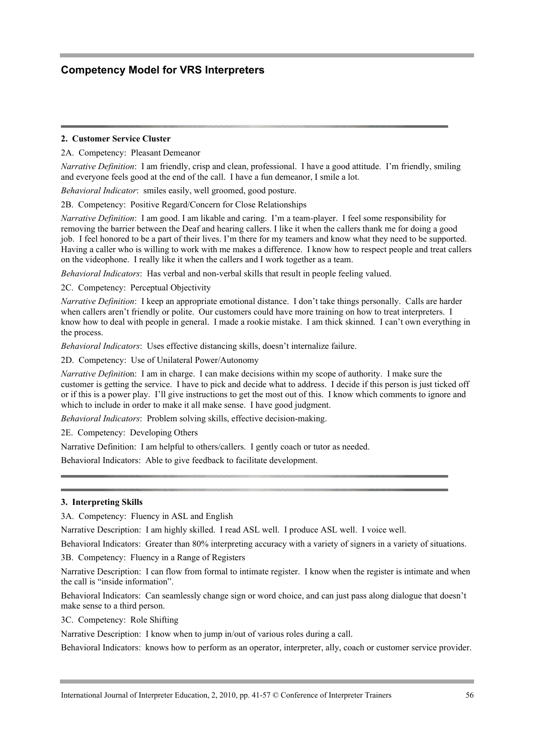## Competency Model for VRS Interpreters

**2. Customer Service Cluster**

2A. Competency: Pleasant Demeanor

*Narrative Definition*: I am friendly, crisp and clean, professional. I have a good attitude. I'm friendly, smiling and everyone feels good at the end of the call. I have a fun demeanor, I smile a lot.

*Behavioral Indicator*: smiles easily, well groomed, good posture.

2B. Competency: Positive Regard/Concern for Close Relationships

*Narrative Definition*: I am good. I am likable and caring. I'm a team-player. I feel some responsibility for removing the barrier between the Deaf and hearing callers. I like it when the callers thank me for doing a good job. I feel honored to be a part of their lives. I'm there for my teamers and know what they need to be supported. Having a caller who is willing to work with me makes a difference. I know how to respect people and treat callers on the videophone. I really like it when the callers and I work together as a team.

*Behavioral Indicators*: Has verbal and non-verbal skills that result in people feeling valued.

2C. Competency: Perceptual Objectivity

*Narrative Definition*: I keep an appropriate emotional distance. I don't take things personally. Calls are harder when callers aren't friendly or polite. Our customers could have more training on how to treat interpreters. I know how to deal with people in general. I made a rookie mistake. I am thick skinned. I can't own everything in the process.

*Behavioral Indicators*: Uses effective distancing skills, doesn't internalize failure.

2D. Competency: Use of Unilateral Power/Autonomy

*Narrative Definition*: I am in charge. I can make decisions within my scope of authority. I make sure the customer is getting the service. I have to pick and decide what to address. I decide if this person is just ticked off or if this is a power play. I'll give instructions to get the most out of this. I know which comments to ignore and which to include in order to make it all make sense. I have good judgment.

*Behavioral Indicators*: Problem solving skills, effective decision-making.

2E. Competency: Developing Others

Narrative Definition: I am helpful to others/callers. I gently coach or tutor as needed.

Behavioral Indicators: Able to give feedback to facilitate development.

**3. Interpreting Skills**

3A. Competency: Fluency in ASL and English

Narrative Description: I am highly skilled. I read ASL well. I produce ASL well. I voice well.

Behavioral Indicators: Greater than 80% interpreting accuracy with a variety of signers in a variety of situations.

3B. Competency: Fluency in a Range of Registers

Narrative Description: I can flow from formal to intimate register. I know when the register is intimate and when the call is "inside information".

Behavioral Indicators: Can seamlessly change sign or word choice, and can just pass along dialogue that doesn't make sense to a third person.

3C. Competency: Role Shifting

Narrative Description: I know when to jump in/out of various roles during a call.

Behavioral Indicators: knows how to perform as an operator, interpreter, ally, coach or customer service provider.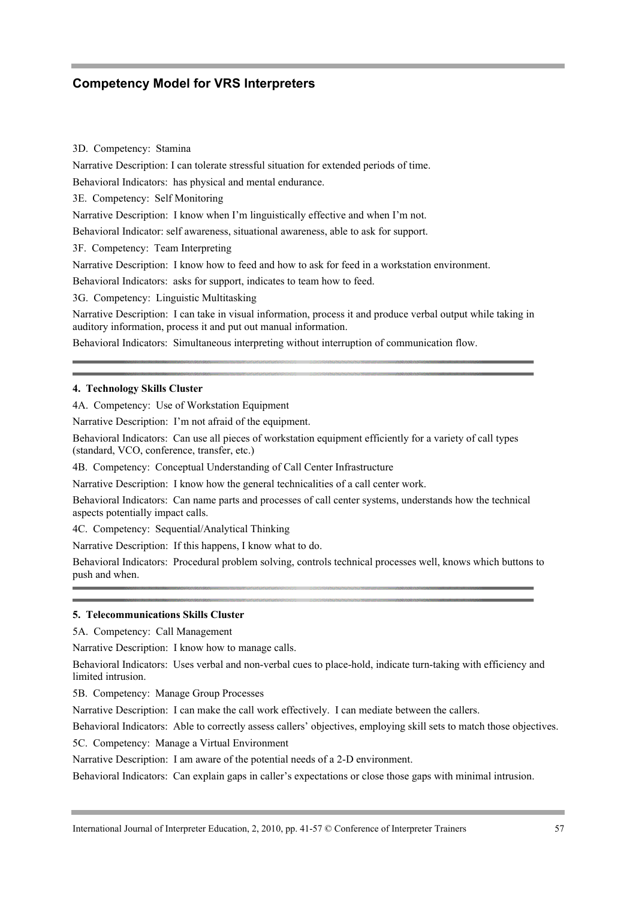3D. Competency: Stamina

Narrative Description: I can tolerate stressful situation for extended periods of time.

Behavioral Indicators: has physical and mental endurance.

3E. Competency: Self Monitoring

Narrative Description: I know when I'm linguistically effective and when I'm not.

Behavioral Indicator: self awareness, situational awareness, able to ask for support.

3F. Competency: Team Interpreting

Narrative Description: I know how to feed and how to ask for feed in a workstation environment.

Behavioral Indicators: asks for support, indicates to team how to feed.

3G. Competency: Linguistic Multitasking

Narrative Description: I can take in visual information, process it and produce verbal output while taking in auditory information, process it and put out manual information.

Behavioral Indicators: Simultaneous interpreting without interruption of communication flow.

---

**4. Technology Skills Cluster**

4A. Competency: Use of Workstation Equipment

Narrative Description: I'm not afraid of the equipment.

Behavioral Indicators: Can use all pieces of workstation equipment efficiently for a variety of call types (standard, VCO, conference, transfer, etc.)

4B. Competency: Conceptual Understanding of Call Center Infrastructure

Narrative Description: I know how the general technicalities of a call center work.

Behavioral Indicators: Can name parts and processes of call center systems, understands how the technical aspects potentially impact calls.

4C. Competency: Sequential/Analytical Thinking

Narrative Description: If this happens, I know what to do.

Behavioral Indicators: Procedural problem solving, controls technical processes well, knows which buttons to push and when.

---

**5. Telecommunications Skills Cluster**

5A. Competency: Call Management

Narrative Description: I know how to manage calls.

Behavioral Indicators: Uses verbal and non-verbal cues to place-hold, indicate turn-taking with efficiency and limited intrusion.

5B. Competency: Manage Group Processes

Narrative Description: I can make the call work effectively. I can mediate between the callers.

Behavioral Indicators: Able to correctly assess callers' objectives, employing skill sets to match those objectives.

5C. Competency: Manage a Virtual Environment

Narrative Description: I am aware of the potential needs of a 2-D environment.

Behavioral Indicators: Can explain gaps in caller's expectations or close those gaps with minimal intrusion.